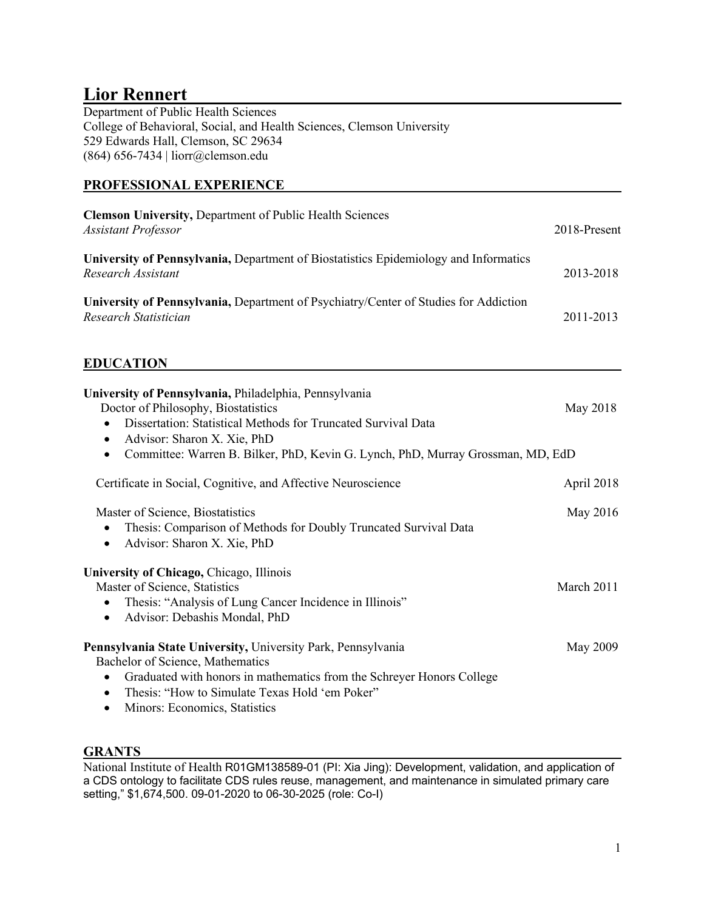# Lior Rennert

Department of Public Health Sciences
College of Behavioral, Social, and Health Sciences, Clemson University
529 Edwards Hall, Clemson, SC 29634
(864) 656-7434 | liorr@clemson.edu

## PROFESSIONAL EXPERIENCE

**Clemson University,** Department of Public Health Sciences
*Assistant Professor* 2018-Present

**University of Pennsylvania,** Department of Biostatistics Epidemiology and Informatics
*Research Assistant* 2013-2018

**University of Pennsylvania,** Department of Psychiatry/Center of Studies for Addiction
*Research Statistician* 2011-2013

## EDUCATION

**University of Pennsylvania,** Philadelphia, Pennsylvania
Doctor of Philosophy, Biostatistics May 2018

- Dissertation: Statistical Methods for Truncated Survival Data
- Advisor: Sharon X. Xie, PhD
- Committee: Warren B. Bilker, PhD, Kevin G. Lynch, PhD, Murray Grossman, MD, EdD

Certificate in Social, Cognitive, and Affective Neuroscience April 2018

Master of Science, Biostatistics May 2016

- Thesis: Comparison of Methods for Doubly Truncated Survival Data
- Advisor: Sharon X. Xie, PhD

**University of Chicago,** Chicago, Illinois
Master of Science, Statistics March 2011

- Thesis: "Analysis of Lung Cancer Incidence in Illinois"
- Advisor: Debashis Mondal, PhD

**Pennsylvania State University,** University Park, Pennsylvania May 2009
Bachelor of Science, Mathematics

- Graduated with honors in mathematics from the Schreyer Honors College
- Thesis: "How to Simulate Texas Hold 'em Poker"
- Minors: Economics, Statistics

## GRANTS

National Institute of Health R01GM138589-01 (PI: Xia Jing): Development, validation, and application of a CDS ontology to facilitate CDS rules reuse, management, and maintenance in simulated primary care setting," $1,674,500. 09-01-2020 to 06-30-2025 (role: Co-I)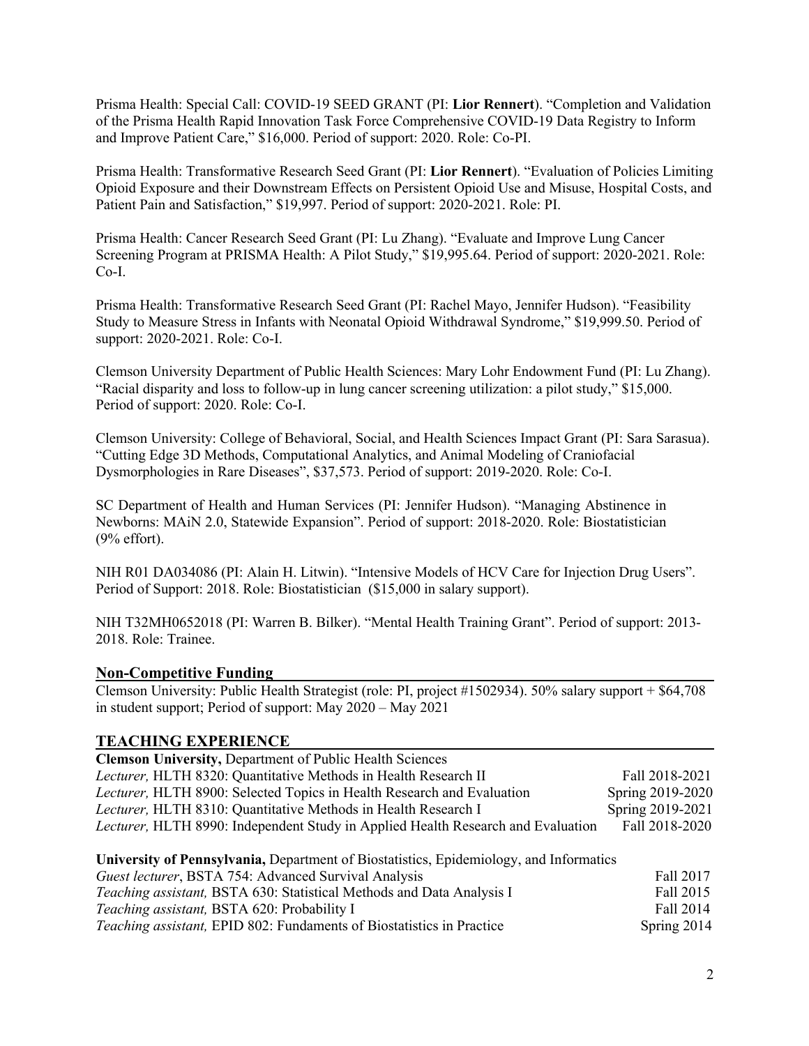Prisma Health: Special Call: COVID-19 SEED GRANT (PI: **Lior Rennert**). "Completion and Validation of the Prisma Health Rapid Innovation Task Force Comprehensive COVID-19 Data Registry to Inform and Improve Patient Care," $16,000. Period of support: 2020. Role: Co-PI.

Prisma Health: Transformative Research Seed Grant (PI: **Lior Rennert**). "Evaluation of Policies Limiting Opioid Exposure and their Downstream Effects on Persistent Opioid Use and Misuse, Hospital Costs, and Patient Pain and Satisfaction," $19,997. Period of support: 2020-2021. Role: PI.

Prisma Health: Cancer Research Seed Grant (PI: Lu Zhang). "Evaluate and Improve Lung Cancer Screening Program at PRISMA Health: A Pilot Study," $19,995.64. Period of support: 2020-2021. Role: Co-I.

Prisma Health: Transformative Research Seed Grant (PI: Rachel Mayo, Jennifer Hudson). "Feasibility Study to Measure Stress in Infants with Neonatal Opioid Withdrawal Syndrome," $19,999.50. Period of support: 2020-2021. Role: Co-I.

Clemson University Department of Public Health Sciences: Mary Lohr Endowment Fund (PI: Lu Zhang). "Racial disparity and loss to follow-up in lung cancer screening utilization: a pilot study," $15,000. Period of support: 2020. Role: Co-I.

Clemson University: College of Behavioral, Social, and Health Sciences Impact Grant (PI: Sara Sarasua). "Cutting Edge 3D Methods, Computational Analytics, and Animal Modeling of Craniofacial Dysmorphologies in Rare Diseases", $37,573. Period of support: 2019-2020. Role: Co-I.

SC Department of Health and Human Services (PI: Jennifer Hudson). "Managing Abstinence in Newborns: MAiN 2.0, Statewide Expansion". Period of support: 2018-2020. Role: Biostatistician (9% effort).

NIH R01 DA034086 (PI: Alain H. Litwin). "Intensive Models of HCV Care for Injection Drug Users". Period of Support: 2018. Role: Biostatistician ($15,000 in salary support).

NIH T32MH0652018 (PI: Warren B. Bilker). "Mental Health Training Grant". Period of support: 2013-2018. Role: Trainee.

## Non-Competitive Funding

Clemson University: Public Health Strategist (role: PI, project #1502934). 50% salary support + $64,708 in student support; Period of support: May 2020 – May 2021

## TEACHING EXPERIENCE

**Clemson University,** Department of Public Health Sciences

*Lecturer,* HLTH 8320: Quantitative Methods in Health Research II — Fall 2018-2021
*Lecturer,* HLTH 8900: Selected Topics in Health Research and Evaluation — Spring 2019-2020
*Lecturer,* HLTH 8310: Quantitative Methods in Health Research I — Spring 2019-2021
*Lecturer,* HLTH 8990: Independent Study in Applied Health Research and Evaluation — Fall 2018-2020

**University of Pennsylvania,** Department of Biostatistics, Epidemiology, and Informatics

*Guest lecturer*, BSTA 754: Advanced Survival Analysis — Fall 2017
*Teaching assistant,* BSTA 630: Statistical Methods and Data Analysis I — Fall 2015
*Teaching assistant,* BSTA 620: Probability I — Fall 2014
*Teaching assistant,* EPID 802: Fundaments of Biostatistics in Practice — Spring 2014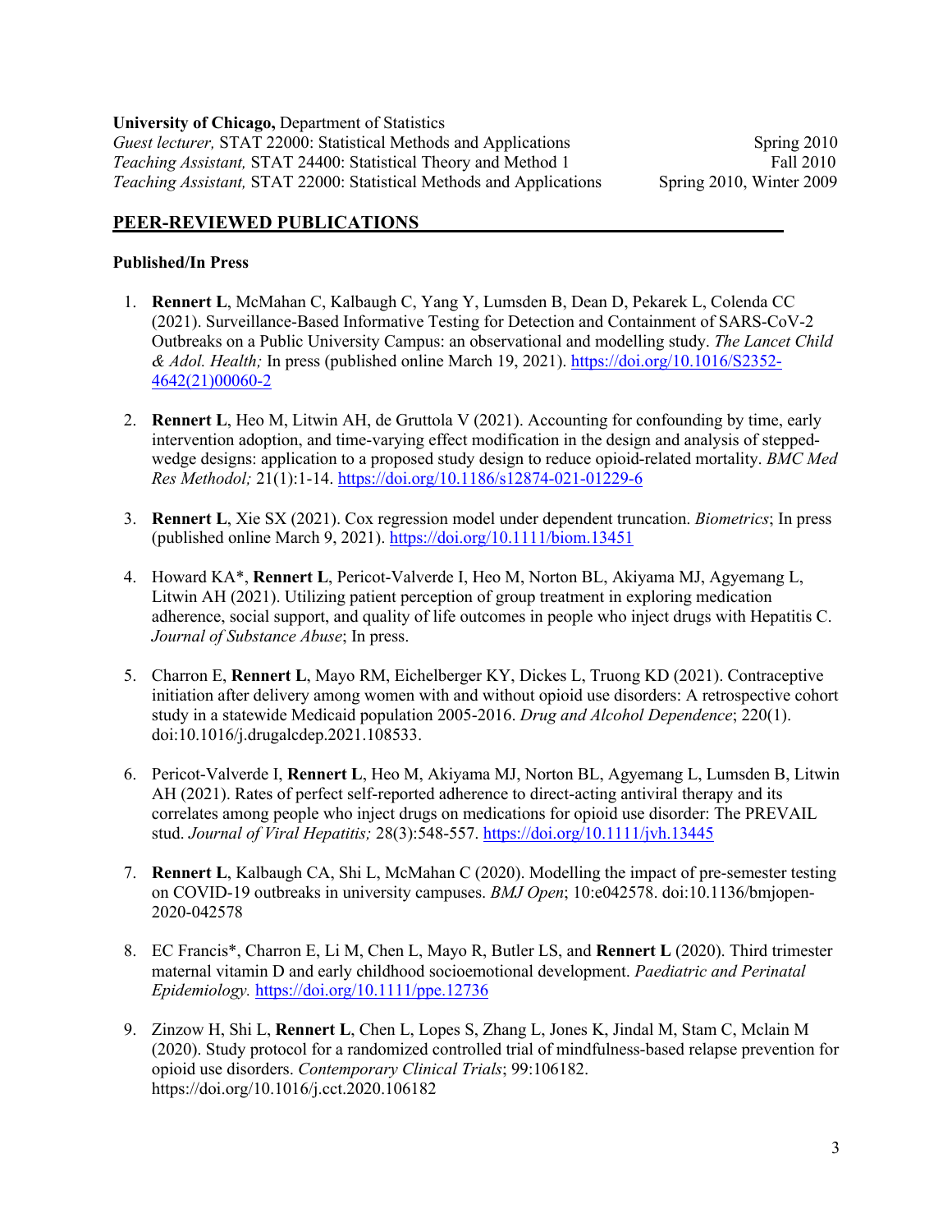**University of Chicago,** Department of Statistics

*Guest lecturer,* STAT 22000: Statistical Methods and Applications — Spring 2010
*Teaching Assistant,* STAT 24400: Statistical Theory and Method 1 — Fall 2010
*Teaching Assistant,* STAT 22000: Statistical Methods and Applications — Spring 2010, Winter 2009

## PEER-REVIEWED PUBLICATIONS

**Published/In Press**

1. **Rennert L**, McMahan C, Kalbaugh C, Yang Y, Lumsden B, Dean D, Pekarek L, Colenda CC (2021). Surveillance-Based Informative Testing for Detection and Containment of SARS-CoV-2 Outbreaks on a Public University Campus: an observational and modelling study. *The Lancet Child & Adol. Health;* In press (published online March 19, 2021). https://doi.org/10.1016/S2352-4642(21)00060-2

2. **Rennert L**, Heo M, Litwin AH, de Gruttola V (2021). Accounting for confounding by time, early intervention adoption, and time-varying effect modification in the design and analysis of stepped-wedge designs: application to a proposed study design to reduce opioid-related mortality. *BMC Med Res Methodol;* 21(1):1-14. https://doi.org/10.1186/s12874-021-01229-6

3. **Rennert L**, Xie SX (2021). Cox regression model under dependent truncation. *Biometrics*; In press (published online March 9, 2021). https://doi.org/10.1111/biom.13451

4. Howard KA*, **Rennert L**, Pericot-Valverde I, Heo M, Norton BL, Akiyama MJ, Agyemang L, Litwin AH (2021). Utilizing patient perception of group treatment in exploring medication adherence, social support, and quality of life outcomes in people who inject drugs with Hepatitis C. *Journal of Substance Abuse*; In press.

5. Charron E, **Rennert L**, Mayo RM, Eichelberger KY, Dickes L, Truong KD (2021). Contraceptive initiation after delivery among women with and without opioid use disorders: A retrospective cohort study in a statewide Medicaid population 2005-2016. *Drug and Alcohol Dependence*; 220(1). doi:10.1016/j.drugalcdep.2021.108533.

6. Pericot-Valverde I, **Rennert L**, Heo M, Akiyama MJ, Norton BL, Agyemang L, Lumsden B, Litwin AH (2021). Rates of perfect self-reported adherence to direct-acting antiviral therapy and its correlates among people who inject drugs on medications for opioid use disorder: The PREVAIL stud. *Journal of Viral Hepatitis;* 28(3):548-557. https://doi.org/10.1111/jvh.13445

7. **Rennert L**, Kalbaugh CA, Shi L, McMahan C (2020). Modelling the impact of pre-semester testing on COVID-19 outbreaks in university campuses. *BMJ Open*; 10:e042578. doi:10.1136/bmjopen-2020-042578

8. EC Francis*, Charron E, Li M, Chen L, Mayo R, Butler LS, and **Rennert L** (2020). Third trimester maternal vitamin D and early childhood socioemotional development. *Paediatric and Perinatal Epidemiology.* https://doi.org/10.1111/ppe.12736

9. Zinzow H, Shi L, **Rennert L**, Chen L, Lopes S, Zhang L, Jones K, Jindal M, Stam C, Mclain M (2020). Study protocol for a randomized controlled trial of mindfulness-based relapse prevention for opioid use disorders. *Contemporary Clinical Trials*; 99:106182. https://doi.org/10.1016/j.cct.2020.106182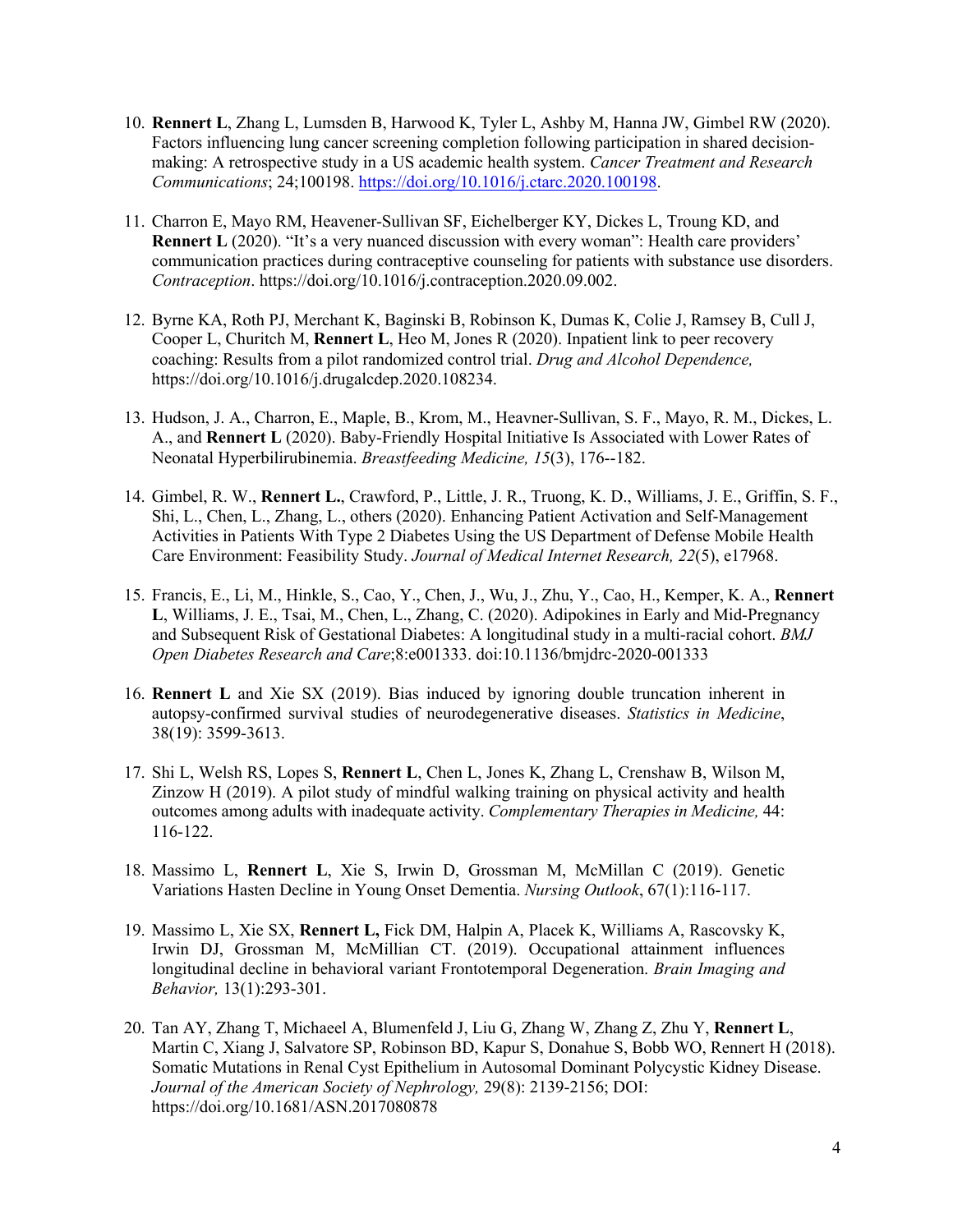10. **Rennert L**, Zhang L, Lumsden B, Harwood K, Tyler L, Ashby M, Hanna JW, Gimbel RW (2020). Factors influencing lung cancer screening completion following participation in shared decision-making: A retrospective study in a US academic health system. *Cancer Treatment and Research Communications*; 24;100198. https://doi.org/10.1016/j.ctarc.2020.100198.

11. Charron E, Mayo RM, Heavener-Sullivan SF, Eichelberger KY, Dickes L, Troung KD, and **Rennert L** (2020). "It's a very nuanced discussion with every woman": Health care providers' communication practices during contraceptive counseling for patients with substance use disorders. *Contraception*. https://doi.org/10.1016/j.contraception.2020.09.002.

12. Byrne KA, Roth PJ, Merchant K, Baginski B, Robinson K, Dumas K, Colie J, Ramsey B, Cull J, Cooper L, Churitch M, **Rennert L**, Heo M, Jones R (2020). Inpatient link to peer recovery coaching: Results from a pilot randomized control trial. *Drug and Alcohol Dependence,* https://doi.org/10.1016/j.drugalcdep.2020.108234.

13. Hudson, J. A., Charron, E., Maple, B., Krom, M., Heavner-Sullivan, S. F., Mayo, R. M., Dickes, L. A., and **Rennert L** (2020). Baby-Friendly Hospital Initiative Is Associated with Lower Rates of Neonatal Hyperbilirubinemia. *Breastfeeding Medicine, 15*(3), 176--182.

14. Gimbel, R. W., **Rennert L.**, Crawford, P., Little, J. R., Truong, K. D., Williams, J. E., Griffin, S. F., Shi, L., Chen, L., Zhang, L., others (2020). Enhancing Patient Activation and Self-Management Activities in Patients With Type 2 Diabetes Using the US Department of Defense Mobile Health Care Environment: Feasibility Study. *Journal of Medical Internet Research, 22*(5), e17968.

15. Francis, E., Li, M., Hinkle, S., Cao, Y., Chen, J., Wu, J., Zhu, Y., Cao, H., Kemper, K. A., **Rennert L**, Williams, J. E., Tsai, M., Chen, L., Zhang, C. (2020). Adipokines in Early and Mid-Pregnancy and Subsequent Risk of Gestational Diabetes: A longitudinal study in a multi-racial cohort. *BMJ Open Diabetes Research and Care*;8:e001333. doi:10.1136/bmjdrc-2020-001333

16. **Rennert L** and Xie SX (2019). Bias induced by ignoring double truncation inherent in autopsy-confirmed survival studies of neurodegenerative diseases. *Statistics in Medicine*, 38(19): 3599-3613.

17. Shi L, Welsh RS, Lopes S, **Rennert L**, Chen L, Jones K, Zhang L, Crenshaw B, Wilson M, Zinzow H (2019). A pilot study of mindful walking training on physical activity and health outcomes among adults with inadequate activity. *Complementary Therapies in Medicine,* 44: 116-122.

18. Massimo L, **Rennert L**, Xie S, Irwin D, Grossman M, McMillan C (2019). Genetic Variations Hasten Decline in Young Onset Dementia. *Nursing Outlook*, 67(1):116-117.

19. Massimo L, Xie SX, **Rennert L,** Fick DM, Halpin A, Placek K, Williams A, Rascovsky K, Irwin DJ, Grossman M, McMillian CT. (2019). Occupational attainment influences longitudinal decline in behavioral variant Frontotemporal Degeneration. *Brain Imaging and Behavior,* 13(1):293-301.

20. Tan AY, Zhang T, Michaeel A, Blumenfeld J, Liu G, Zhang W, Zhang Z, Zhu Y, **Rennert L**, Martin C, Xiang J, Salvatore SP, Robinson BD, Kapur S, Donahue S, Bobb WO, Rennert H (2018). Somatic Mutations in Renal Cyst Epithelium in Autosomal Dominant Polycystic Kidney Disease. *Journal of the American Society of Nephrology,* 29(8): 2139-2156; DOI: https://doi.org/10.1681/ASN.2017080878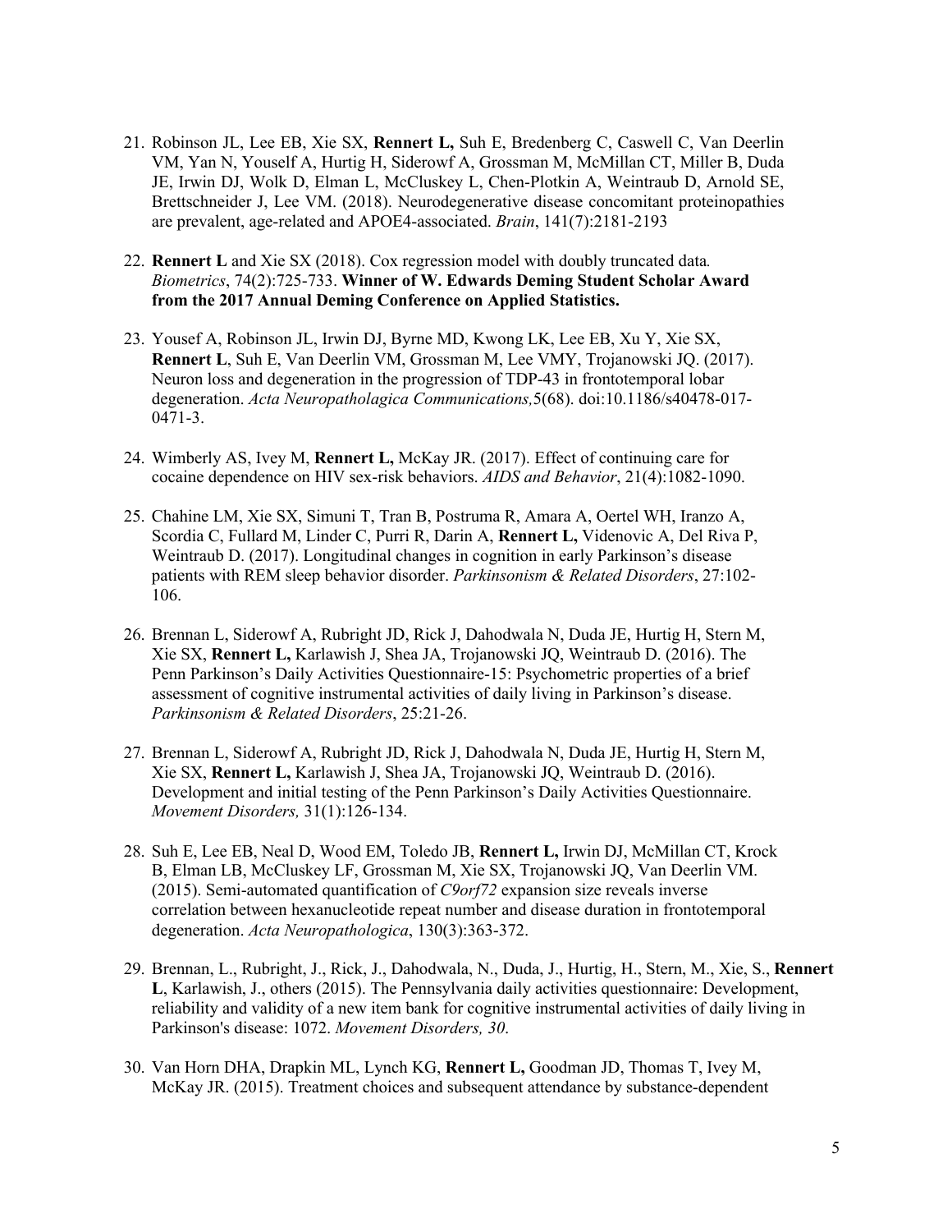21. Robinson JL, Lee EB, Xie SX, **Rennert L,** Suh E, Bredenberg C, Caswell C, Van Deerlin VM, Yan N, Youself A, Hurtig H, Siderowf A, Grossman M, McMillan CT, Miller B, Duda JE, Irwin DJ, Wolk D, Elman L, McCluskey L, Chen-Plotkin A, Weintraub D, Arnold SE, Brettschneider J, Lee VM. (2018). Neurodegenerative disease concomitant proteinopathies are prevalent, age-related and APOE4-associated. *Brain*, 141(7):2181-2193

22. **Rennert L** and Xie SX (2018). Cox regression model with doubly truncated data*.* *Biometrics*, 74(2):725-733. **Winner of W. Edwards Deming Student Scholar Award from the 2017 Annual Deming Conference on Applied Statistics.**

23. Yousef A, Robinson JL, Irwin DJ, Byrne MD, Kwong LK, Lee EB, Xu Y, Xie SX, **Rennert L**, Suh E, Van Deerlin VM, Grossman M, Lee VMY, Trojanowski JQ. (2017). Neuron loss and degeneration in the progression of TDP-43 in frontotemporal lobar degeneration. *Acta Neuropathologica Communications,*5(68). doi:10.1186/s40478-017-0471-3.

24. Wimberly AS, Ivey M, **Rennert L,** McKay JR. (2017). Effect of continuing care for cocaine dependence on HIV sex-risk behaviors. *AIDS and Behavior*, 21(4):1082-1090.

25. Chahine LM, Xie SX, Simuni T, Tran B, Postruma R, Amara A, Oertel WH, Iranzo A, Scordia C, Fullard M, Linder C, Purri R, Darin A, **Rennert L,** Videnovic A, Del Riva P, Weintraub D. (2017). Longitudinal changes in cognition in early Parkinson's disease patients with REM sleep behavior disorder. *Parkinsonism & Related Disorders*, 27:102-106.

26. Brennan L, Siderowf A, Rubright JD, Rick J, Dahodwala N, Duda JE, Hurtig H, Stern M, Xie SX, **Rennert L,** Karlawish J, Shea JA, Trojanowski JQ, Weintraub D. (2016). The Penn Parkinson's Daily Activities Questionnaire-15: Psychometric properties of a brief assessment of cognitive instrumental activities of daily living in Parkinson's disease. *Parkinsonism & Related Disorders*, 25:21-26.

27. Brennan L, Siderowf A, Rubright JD, Rick J, Dahodwala N, Duda JE, Hurtig H, Stern M, Xie SX, **Rennert L,** Karlawish J, Shea JA, Trojanowski JQ, Weintraub D. (2016). Development and initial testing of the Penn Parkinson's Daily Activities Questionnaire. *Movement Disorders,* 31(1):126-134.

28. Suh E, Lee EB, Neal D, Wood EM, Toledo JB, **Rennert L,** Irwin DJ, McMillan CT, Krock B, Elman LB, McCluskey LF, Grossman M, Xie SX, Trojanowski JQ, Van Deerlin VM. (2015). Semi-automated quantification of *C9orf72* expansion size reveals inverse correlation between hexanucleotide repeat number and disease duration in frontotemporal degeneration. *Acta Neuropathologica*, 130(3):363-372.

29. Brennan, L., Rubright, J., Rick, J., Dahodwala, N., Duda, J., Hurtig, H., Stern, M., Xie, S., **Rennert L**, Karlawish, J., others (2015). The Pennsylvania daily activities questionnaire: Development, reliability and validity of a new item bank for cognitive instrumental activities of daily living in Parkinson's disease: 1072. *Movement Disorders, 30*.

30. Van Horn DHA, Drapkin ML, Lynch KG, **Rennert L,** Goodman JD, Thomas T, Ivey M, McKay JR. (2015). Treatment choices and subsequent attendance by substance-dependent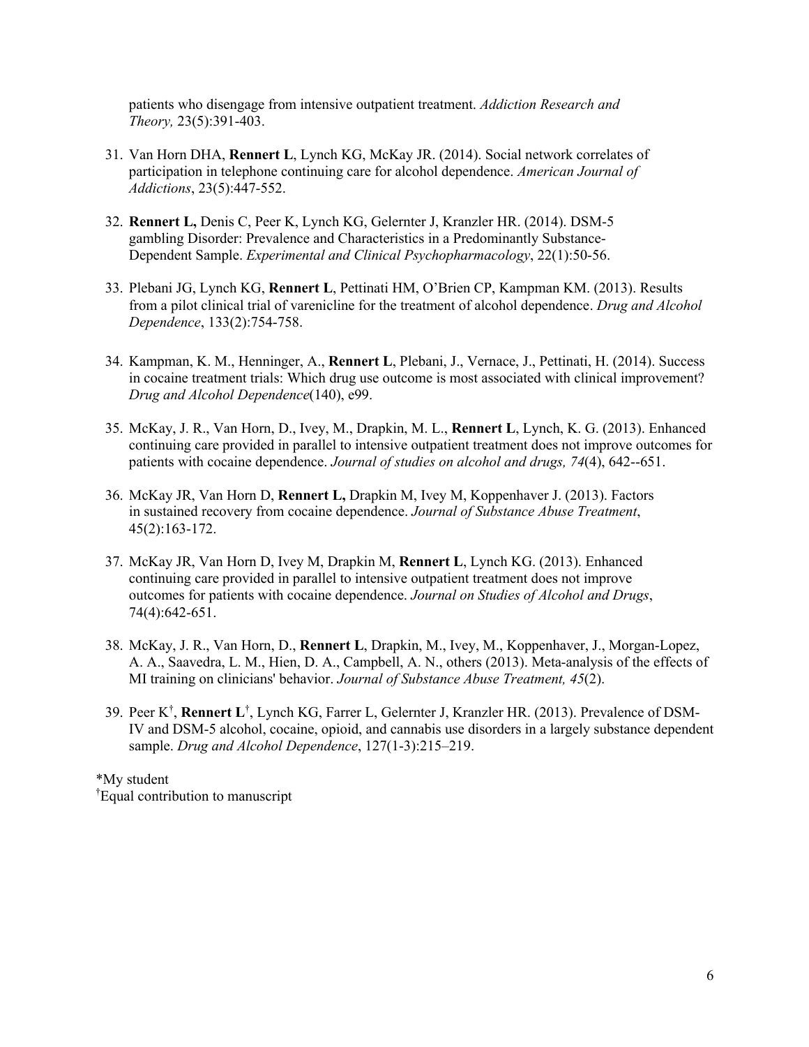patients who disengage from intensive outpatient treatment. *Addiction Research and Theory,* 23(5):391-403.

31. Van Horn DHA, **Rennert L**, Lynch KG, McKay JR. (2014). Social network correlates of participation in telephone continuing care for alcohol dependence. *American Journal of Addictions*, 23(5):447-552.

32. **Rennert L,** Denis C, Peer K, Lynch KG, Gelernter J, Kranzler HR. (2014). DSM-5 gambling Disorder: Prevalence and Characteristics in a Predominantly Substance-Dependent Sample. *Experimental and Clinical Psychopharmacology*, 22(1):50-56.

33. Plebani JG, Lynch KG, **Rennert L**, Pettinati HM, O'Brien CP, Kampman KM. (2013). Results from a pilot clinical trial of varenicline for the treatment of alcohol dependence. *Drug and Alcohol Dependence*, 133(2):754-758.

34. Kampman, K. M., Henninger, A., **Rennert L**, Plebani, J., Vernace, J., Pettinati, H. (2014). Success in cocaine treatment trials: Which drug use outcome is most associated with clinical improvement? *Drug and Alcohol Dependence*(140), e99.

35. McKay, J. R., Van Horn, D., Ivey, M., Drapkin, M. L., **Rennert L**, Lynch, K. G. (2013). Enhanced continuing care provided in parallel to intensive outpatient treatment does not improve outcomes for patients with cocaine dependence. *Journal of studies on alcohol and drugs, 74*(4), 642--651.

36. McKay JR, Van Horn D, **Rennert L,** Drapkin M, Ivey M, Koppenhaver J. (2013). Factors in sustained recovery from cocaine dependence. *Journal of Substance Abuse Treatment*, 45(2):163-172.

37. McKay JR, Van Horn D, Ivey M, Drapkin M, **Rennert L**, Lynch KG. (2013). Enhanced continuing care provided in parallel to intensive outpatient treatment does not improve outcomes for patients with cocaine dependence. *Journal on Studies of Alcohol and Drugs*, 74(4):642-651.

38. McKay, J. R., Van Horn, D., **Rennert L**, Drapkin, M., Ivey, M., Koppenhaver, J., Morgan-Lopez, A. A., Saavedra, L. M., Hien, D. A., Campbell, A. N., others (2013). Meta-analysis of the effects of MI training on clinicians' behavior. *Journal of Substance Abuse Treatment, 45*(2).

39. Peer K†, **Rennert L**†, Lynch KG, Farrer L, Gelernter J, Kranzler HR. (2013). Prevalence of DSM-IV and DSM-5 alcohol, cocaine, opioid, and cannabis use disorders in a largely substance dependent sample. *Drug and Alcohol Dependence*, 127(1-3):215–219.

*My student
†Equal contribution to manuscript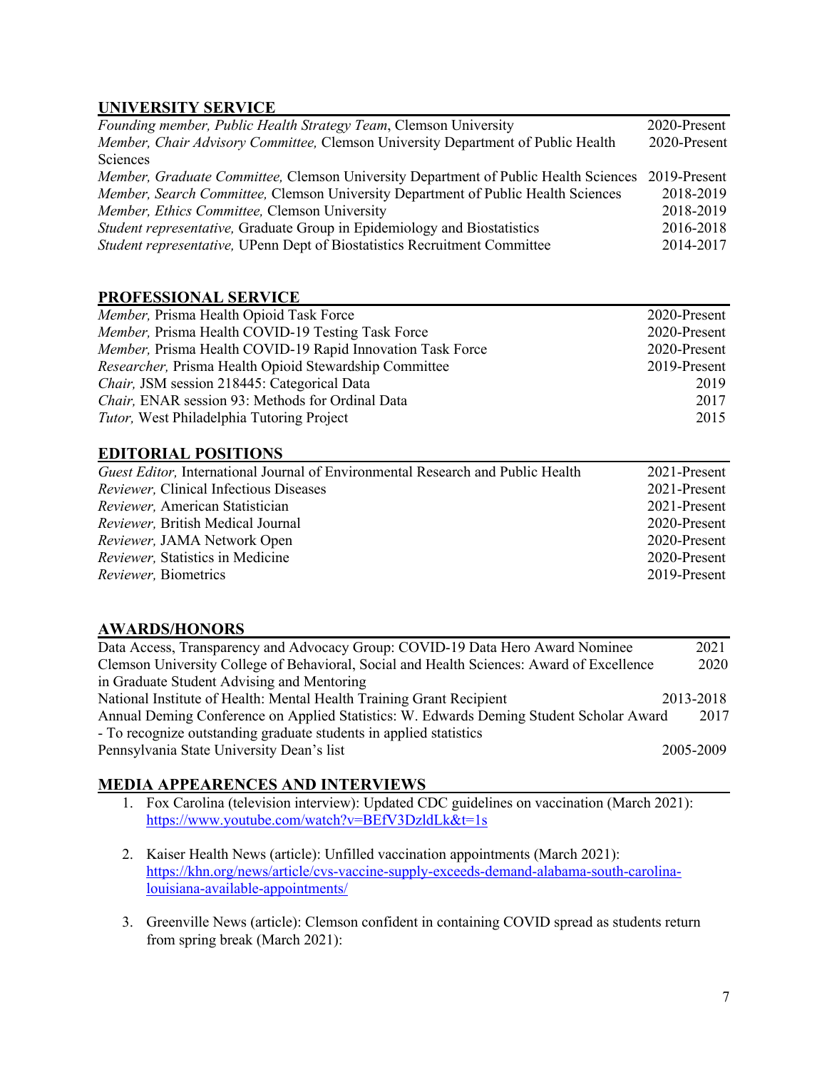## UNIVERSITY SERVICE

| | |
|---|---|
| *Founding member, Public Health Strategy Team*, Clemson University | 2020-Present |
| *Member, Chair Advisory Committee,* Clemson University Department of Public Health Sciences | 2020-Present |
| *Member, Graduate Committee,* Clemson University Department of Public Health Sciences | 2019-Present |
| *Member, Search Committee,* Clemson University Department of Public Health Sciences | 2018-2019 |
| *Member, Ethics Committee,* Clemson University | 2018-2019 |
| *Student representative,* Graduate Group in Epidemiology and Biostatistics | 2016-2018 |
| *Student representative,* UPenn Dept of Biostatistics Recruitment Committee | 2014-2017 |

## PROFESSIONAL SERVICE

| | |
|---|---|
| *Member,* Prisma Health Opioid Task Force | 2020-Present |
| *Member,* Prisma Health COVID-19 Testing Task Force | 2020-Present |
| *Member,* Prisma Health COVID-19 Rapid Innovation Task Force | 2020-Present |
| *Researcher,* Prisma Health Opioid Stewardship Committee | 2019-Present |
| *Chair,* JSM session 218445: Categorical Data | 2019 |
| *Chair,* ENAR session 93: Methods for Ordinal Data | 2017 |
| *Tutor,* West Philadelphia Tutoring Project | 2015 |

## EDITORIAL POSITIONS

| | |
|---|---|
| *Guest Editor,* International Journal of Environmental Research and Public Health | 2021-Present |
| *Reviewer,* Clinical Infectious Diseases | 2021-Present |
| *Reviewer,* American Statistician | 2021-Present |
| *Reviewer,* British Medical Journal | 2020-Present |
| *Reviewer,* JAMA Network Open | 2020-Present |
| *Reviewer,* Statistics in Medicine | 2020-Present |
| *Reviewer,* Biometrics | 2019-Present |

## AWARDS/HONORS

| | |
|---|---|
| Data Access, Transparency and Advocacy Group: COVID-19 Data Hero Award Nominee | 2021 |
| Clemson University College of Behavioral, Social and Health Sciences: Award of Excellence in Graduate Student Advising and Mentoring | 2020 |
| National Institute of Health: Mental Health Training Grant Recipient | 2013-2018 |
| Annual Deming Conference on Applied Statistics: W. Edwards Deming Student Scholar Award - To recognize outstanding graduate students in applied statistics | 2017 |
| Pennsylvania State University Dean's list | 2005-2009 |

## MEDIA APPEARENCES AND INTERVIEWS

1. Fox Carolina (television interview): Updated CDC guidelines on vaccination (March 2021): https://www.youtube.com/watch?v=BEfV3DzldLk&t=1s

2. Kaiser Health News (article): Unfilled vaccination appointments (March 2021): https://khn.org/news/article/cvs-vaccine-supply-exceeds-demand-alabama-south-carolina-louisiana-available-appointments/

3. Greenville News (article): Clemson confident in containing COVID spread as students return from spring break (March 2021):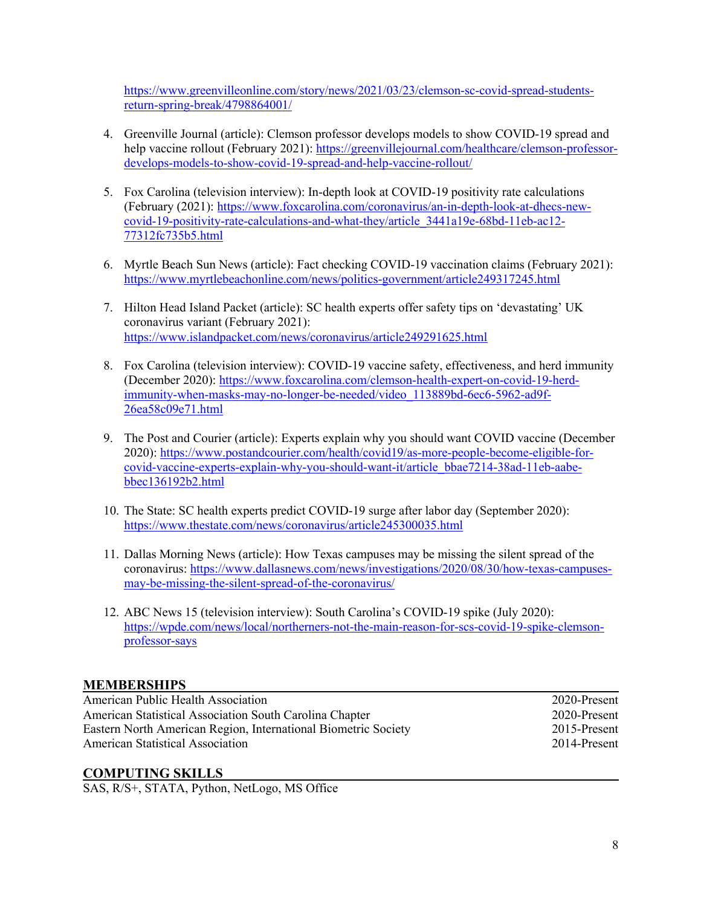https://www.greenvilleonline.com/story/news/2021/03/23/clemson-sc-covid-spread-students-return-spring-break/4798864001/

4. Greenville Journal (article): Clemson professor develops models to show COVID-19 spread and help vaccine rollout (February 2021): https://greenvillejournal.com/healthcare/clemson-professor-develops-models-to-show-covid-19-spread-and-help-vaccine-rollout/

5. Fox Carolina (television interview): In-depth look at COVID-19 positivity rate calculations (February (2021): https://www.foxcarolina.com/coronavirus/an-in-depth-look-at-dhecs-new-covid-19-positivity-rate-calculations-and-what-they/article_3441a19e-68bd-11eb-ac12-77312fc735b5.html

6. Myrtle Beach Sun News (article): Fact checking COVID-19 vaccination claims (February 2021): https://www.myrtlebeachonline.com/news/politics-government/article249317245.html

7. Hilton Head Island Packet (article): SC health experts offer safety tips on 'devastating' UK coronavirus variant (February 2021): https://www.islandpacket.com/news/coronavirus/article249291625.html

8. Fox Carolina (television interview): COVID-19 vaccine safety, effectiveness, and herd immunity (December 2020): https://www.foxcarolina.com/clemson-health-expert-on-covid-19-herd-immunity-when-masks-may-no-longer-be-needed/video_113889bd-6ec6-5962-ad9f-26ea58c09e71.html

9. The Post and Courier (article): Experts explain why you should want COVID vaccine (December 2020): https://www.postandcourier.com/health/covid19/as-more-people-become-eligible-for-covid-vaccine-experts-explain-why-you-should-want-it/article_bbae7214-38ad-11eb-aabe-bbec136192b2.html

10. The State: SC health experts predict COVID-19 surge after labor day (September 2020): https://www.thestate.com/news/coronavirus/article245300035.html

11. Dallas Morning News (article): How Texas campuses may be missing the silent spread of the coronavirus: https://www.dallasnews.com/news/investigations/2020/08/30/how-texas-campuses-may-be-missing-the-silent-spread-of-the-coronavirus/

12. ABC News 15 (television interview): South Carolina's COVID-19 spike (July 2020): https://wpde.com/news/local/northerners-not-the-main-reason-for-scs-covid-19-spike-clemson-professor-says

## MEMBERSHIPS

| | |
|---|---|
| American Public Health Association | 2020-Present |
| American Statistical Association South Carolina Chapter | 2020-Present |
| Eastern North American Region, International Biometric Society | 2015-Present |
| American Statistical Association | 2014-Present |

## COMPUTING SKILLS

SAS, R/S+, STATA, Python, NetLogo, MS Office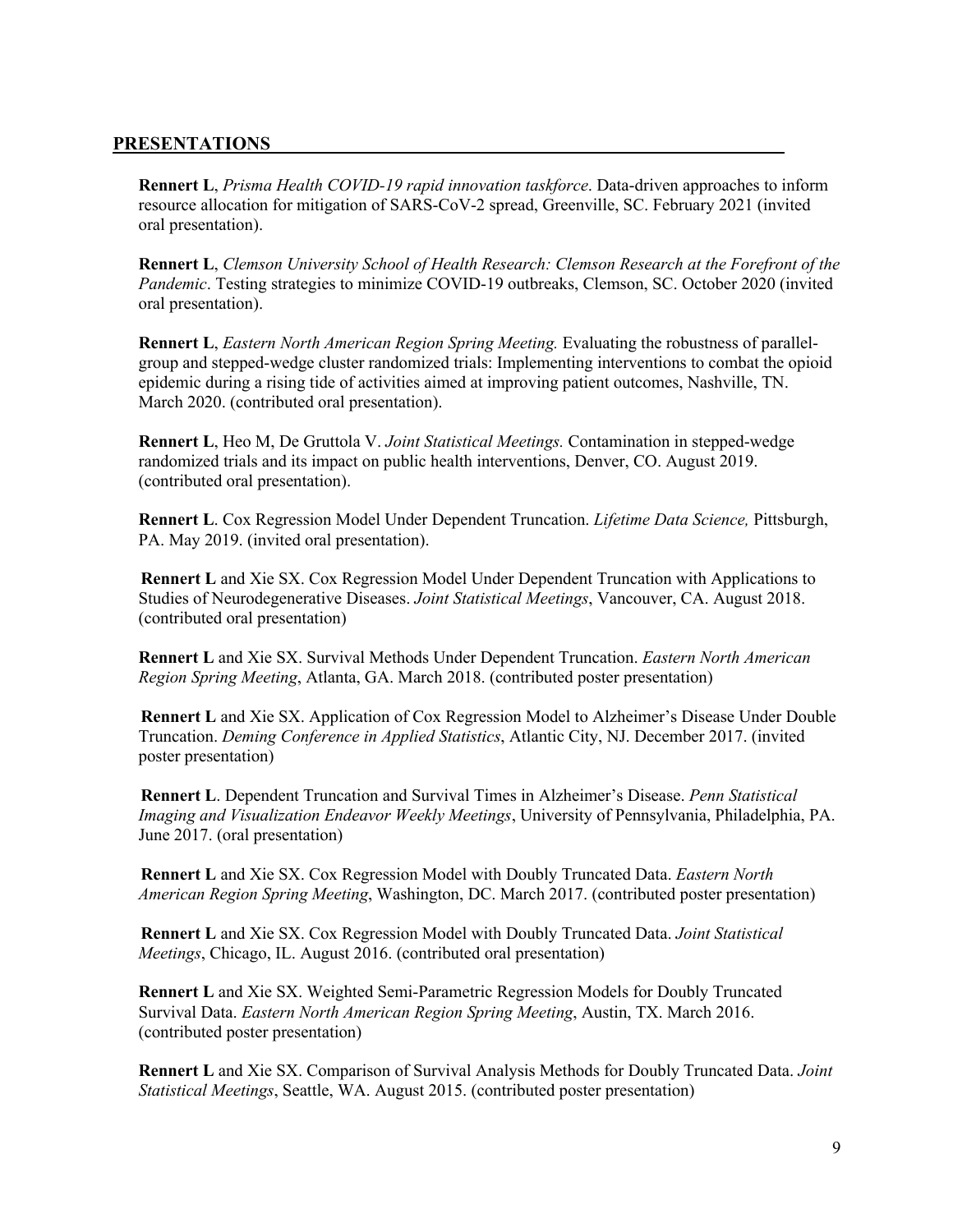## PRESENTATIONS

**Rennert L**, *Prisma Health COVID-19 rapid innovation taskforce*. Data-driven approaches to inform resource allocation for mitigation of SARS-CoV-2 spread, Greenville, SC. February 2021 (invited oral presentation).

**Rennert L**, *Clemson University School of Health Research: Clemson Research at the Forefront of the Pandemic*. Testing strategies to minimize COVID-19 outbreaks, Clemson, SC. October 2020 (invited oral presentation).

**Rennert L**, *Eastern North American Region Spring Meeting.* Evaluating the robustness of parallel-group and stepped-wedge cluster randomized trials: Implementing interventions to combat the opioid epidemic during a rising tide of activities aimed at improving patient outcomes, Nashville, TN. March 2020. (contributed oral presentation).

**Rennert L**, Heo M, De Gruttola V. *Joint Statistical Meetings.* Contamination in stepped-wedge randomized trials and its impact on public health interventions, Denver, CO. August 2019. (contributed oral presentation).

**Rennert L**. Cox Regression Model Under Dependent Truncation. *Lifetime Data Science,* Pittsburgh, PA. May 2019. (invited oral presentation).

**Rennert L** and Xie SX. Cox Regression Model Under Dependent Truncation with Applications to Studies of Neurodegenerative Diseases. *Joint Statistical Meetings*, Vancouver, CA. August 2018. (contributed oral presentation)

**Rennert L** and Xie SX. Survival Methods Under Dependent Truncation. *Eastern North American Region Spring Meeting*, Atlanta, GA. March 2018. (contributed poster presentation)

**Rennert L** and Xie SX. Application of Cox Regression Model to Alzheimer's Disease Under Double Truncation. *Deming Conference in Applied Statistics*, Atlantic City, NJ. December 2017. (invited poster presentation)

**Rennert L**. Dependent Truncation and Survival Times in Alzheimer's Disease. *Penn Statistical Imaging and Visualization Endeavor Weekly Meetings*, University of Pennsylvania, Philadelphia, PA. June 2017. (oral presentation)

**Rennert L** and Xie SX. Cox Regression Model with Doubly Truncated Data. *Eastern North American Region Spring Meeting*, Washington, DC. March 2017. (contributed poster presentation)

**Rennert L** and Xie SX. Cox Regression Model with Doubly Truncated Data. *Joint Statistical Meetings*, Chicago, IL. August 2016. (contributed oral presentation)

**Rennert L** and Xie SX. Weighted Semi-Parametric Regression Models for Doubly Truncated Survival Data. *Eastern North American Region Spring Meeting*, Austin, TX. March 2016. (contributed poster presentation)

**Rennert L** and Xie SX. Comparison of Survival Analysis Methods for Doubly Truncated Data. *Joint Statistical Meetings*, Seattle, WA. August 2015. (contributed poster presentation)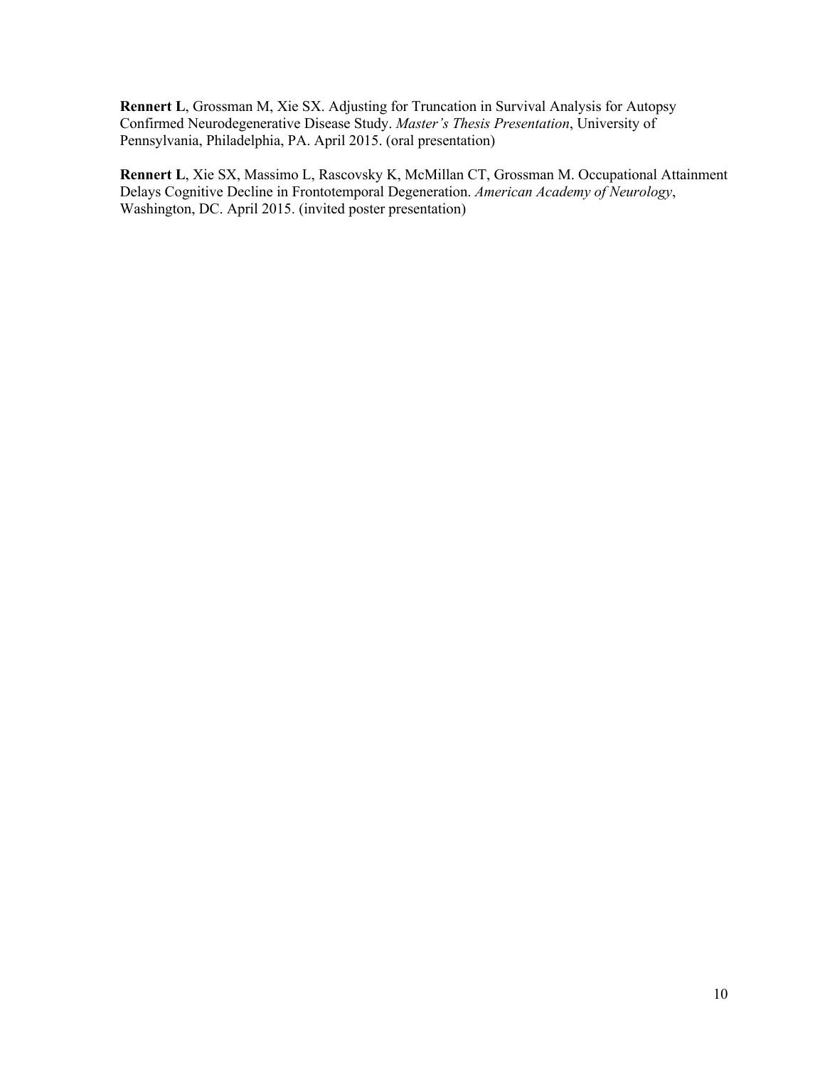**Rennert L**, Grossman M, Xie SX. Adjusting for Truncation in Survival Analysis for Autopsy Confirmed Neurodegenerative Disease Study. *Master's Thesis Presentation*, University of Pennsylvania, Philadelphia, PA. April 2015. (oral presentation)

**Rennert L**, Xie SX, Massimo L, Rascovsky K, McMillan CT, Grossman M. Occupational Attainment Delays Cognitive Decline in Frontotemporal Degeneration. *American Academy of Neurology*, Washington, DC. April 2015. (invited poster presentation)